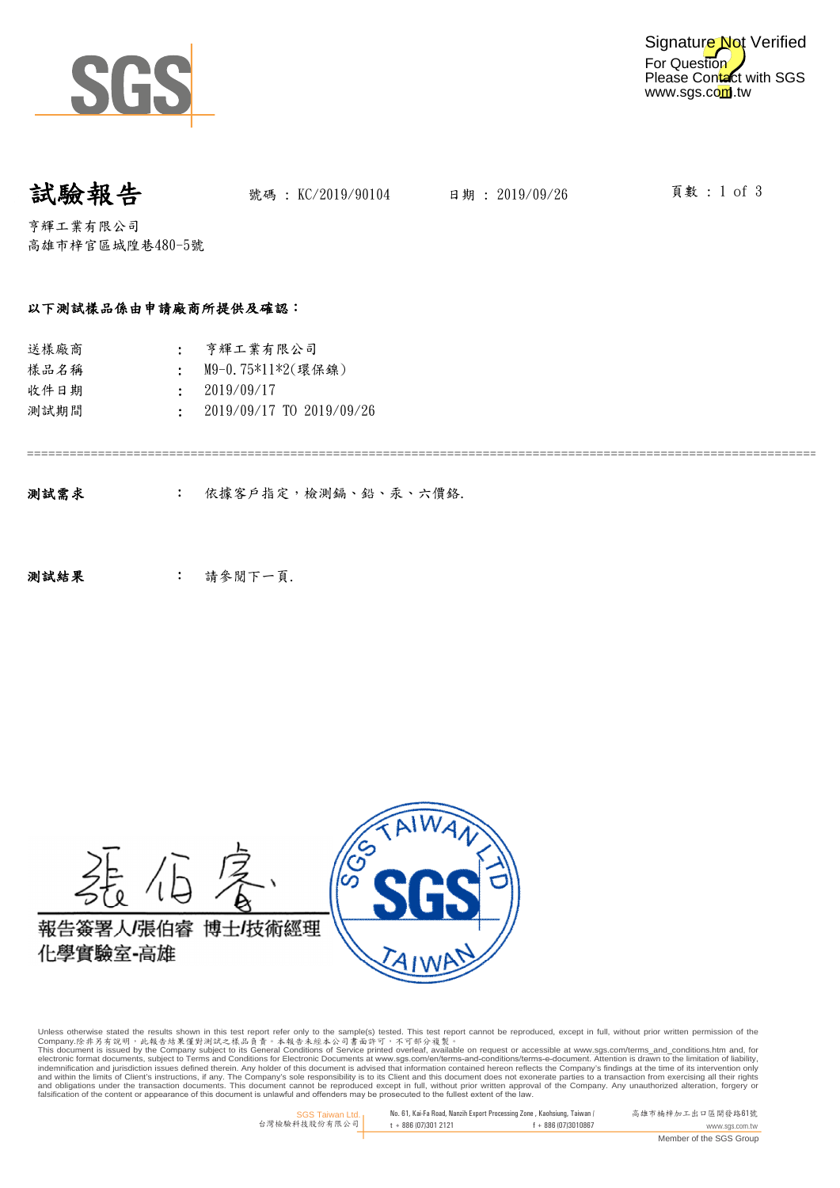# 試驗報告

號碼 : KC/2019/90104　　日期 : 2019/09/26

亨輝工業有限公司
高雄市梓官區城隍巷480-5號

**以下測試樣品係由申請廠商所提供及確認：**

| | | |
|---|---|---|
| 送樣廠商 | : | 亨輝工業有限公司 |
| 樣品名稱 | : | M9-0.75*11*2(環保鎳) |
| 收件日期 | : | 2019/09/17 |
| 測試期間 | : | 2019/09/17 TO 2019/09/26 |

**測試需求**　：　依據客戶指定，檢測鎘、鉛、汞、六價鉻.

**測試結果**　：　請參閱下一頁.

報告簽署人/張伯睿 博士/技術經理
化學實驗室-高雄

Unless otherwise stated the results shown in this test report refer only to the sample(s) tested. This test report cannot be reproduced, except in full, without prior written permission of the Company.除非另有說明，此報告結果僅對測試之樣品負責。本報告未經本公司書面許可，不可部分複製。
This document is issued by the Company subject to its General Conditions of Service printed overleaf, available on request or accessible at www.sgs.com/terms_and_conditions.htm and, for electronic format documents, subject to Terms and Conditions for Electronic Documents at www.sgs.com/en/terms-and-conditions/terms-e-document. Attention is drawn to the limitation of liability, indemnification and jurisdiction issues defined therein. Any holder of this document is advised that information contained hereon reflects the Company's findings at the time of its intervention only and within the limits of Client's instructions, if any. The Company's sole responsibility is to its Client and this document does not exonerate parties to a transaction from exercising all their rights and obligations under the transaction documents. This document cannot be reproduced except in full, without prior written approval of the Company. Any unauthorized alteration, forgery or falsification of the content or appearance of this document is unlawful and offenders may be prosecuted to the fullest extent of the law.

SGS Taiwan Ltd. 台灣檢驗科技股份有限公司 | No. 61, Kai-Fa Road, Nanzih Export Processing Zone, Kaohsiung, Taiwan / 高雄市楠梓加工出口區開發路61號 | t + 886 (07)301 2121 | f + 886 (07)3010867 | www.sgs.com.tw

Member of the SGS Group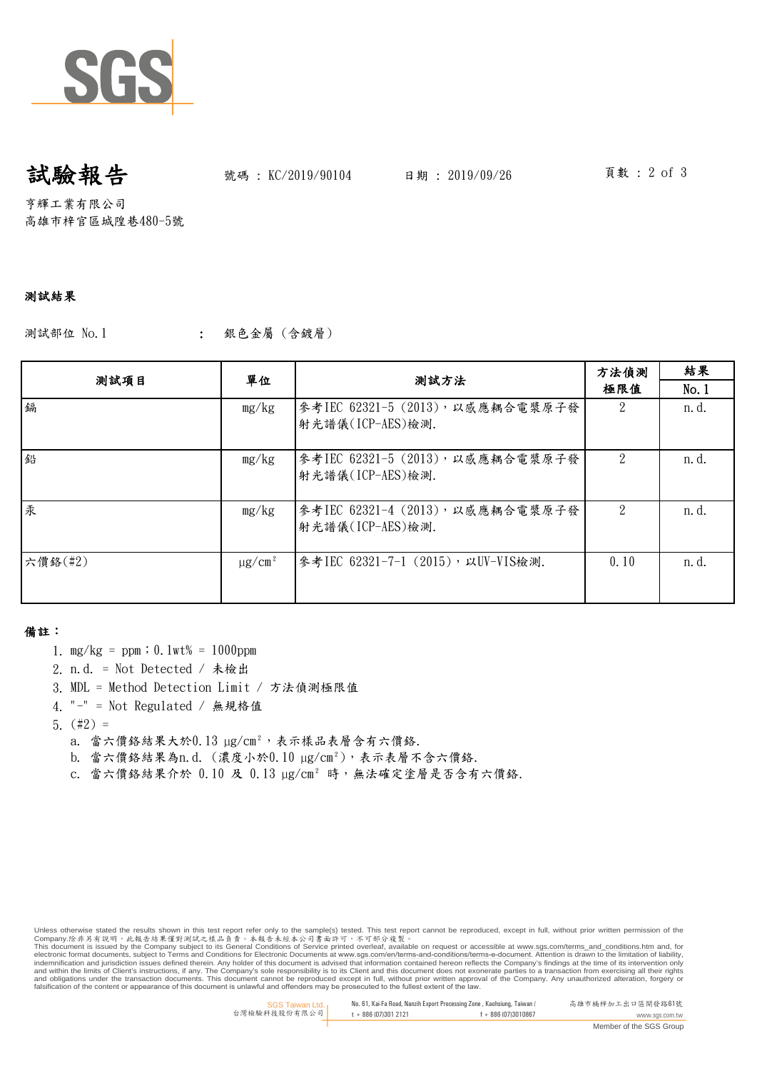# 試驗報告

號碼：KC/2019/90104　　日期：2019/09/26

亨輝工業有限公司
高雄市梓官區城隍巷480-5號

**測試結果**

測試部位 No.1　　:　銀色金屬（含鍍層）

| 測試項目 | 單位 | 測試方法 | 方法偵測極限值 | 結果 |
| --- | --- | --- | --- | --- |
| | | | | No.1 |
| 鎘 | mg/kg | 參考IEC 62321-5 (2013)，以感應耦合電漿原子發射光譜儀(ICP-AES)檢測. | 2 | n.d. |
| 鉛 | mg/kg | 參考IEC 62321-5 (2013)，以感應耦合電漿原子發射光譜儀(ICP-AES)檢測. | 2 | n.d. |
| 汞 | mg/kg | 參考IEC 62321-4 (2013)，以感應耦合電漿原子發射光譜儀(ICP-AES)檢測. | 2 | n.d. |
| 六價鉻(#2) | $\mu g/cm^2$ | 參考IEC 62321-7-1 (2015)，以UV-VIS檢測. | 0.10 | n.d. |

**備註：**

1. mg/kg = ppm；0.1wt% = 1000ppm
2. n.d. = Not Detected / 未檢出
3. MDL = Method Detection Limit / 方法偵測極限值
4. "-" = Not Regulated / 無規格值
5. (#2) =
   a. 當六價鉻結果大於0.13 $\mu g/cm^2$，表示樣品表層含有六價鉻.
   b. 當六價鉻結果為n.d.（濃度小於0.10 $\mu g/cm^2$），表示表層不含六價鉻.
   c. 當六價鉻結果介於 0.10 及 0.13 $\mu g/cm^2$ 時，無法確定塗層是否含有六價鉻.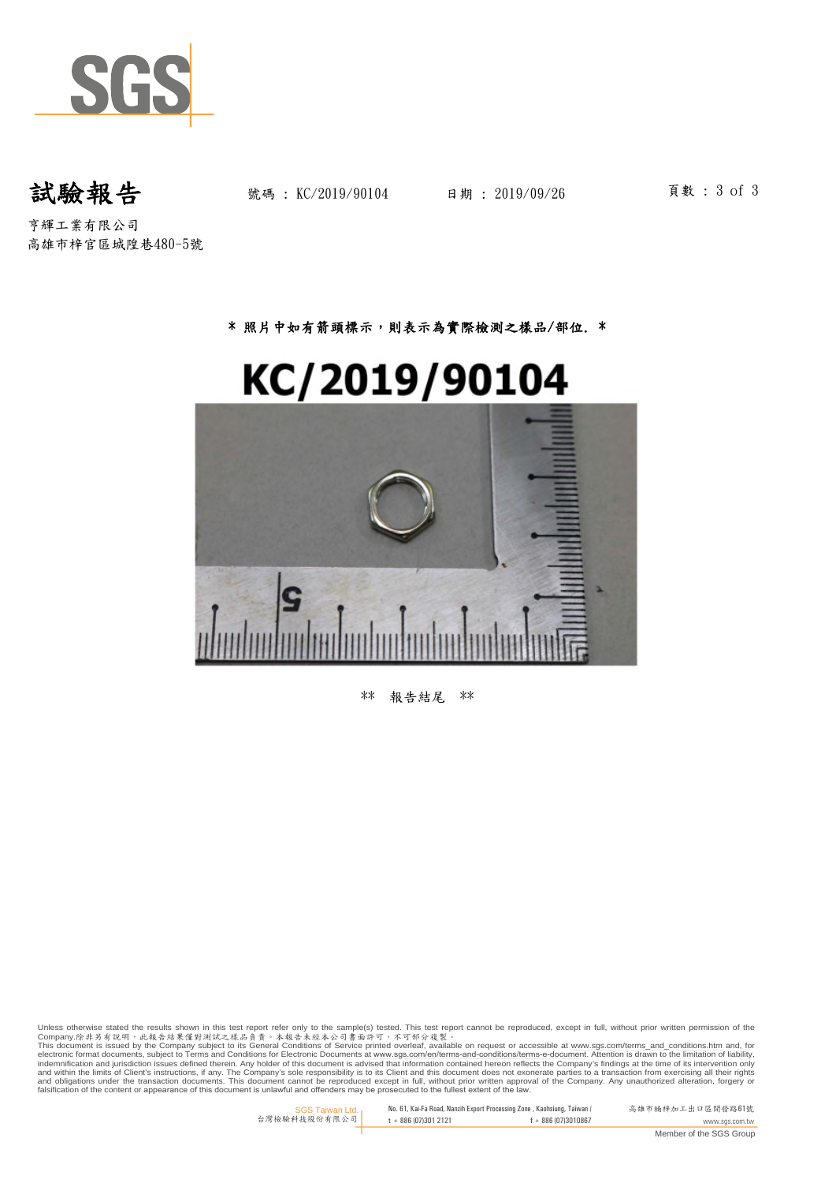# 試驗報告

號碼 : KC/2019/90104　　日期 : 2019/09/26

亨輝工業有限公司
高雄市梓官區城隍巷480-5號

\* 照片中如有箭頭標示，則表示為實際檢測之樣品/部位. \*

KC/2019/90104

5

\*\* 報告結尾 \*\*

Unless otherwise stated the results shown in this test report refer only to the sample(s) tested. This test report cannot be reproduced, except in full, without prior written permission of the Company.除非另有說明，此報告結果僅對測試之樣品負責。本報告未經本公司書面許可，不可部分複製。
This document is issued by the Company subject to its General Conditions of Service printed overleaf, available on request or accessible at www.sgs.com/terms_and_conditions.htm and, for electronic format documents, subject to Terms and Conditions for Electronic Documents at www.sgs.com/en/terms-and-conditions/terms-e-document. Attention is drawn to the limitation of liability, indemnification and jurisdiction issues defined therein. Any holder of this document is advised that information contained hereon reflects the Company's findings at the time of its intervention only and within the limits of Client's instructions, if any. The Company's sole responsibility is to its Client and this document does not exonerate parties to a transaction from exercising all their rights and obligations under the transaction documents. This document cannot be reproduced except in full, without prior written approval of the Company. Any unauthorized alteration, forgery or falsification of the content or appearance of this document is unlawful and offenders may be prosecuted to the fullest extent of the law.

SGS Taiwan Ltd. 台灣檢驗科技股份有限公司 | No. 61, Kai-Fa Road, Nanzih Export Processing Zone , Kaohsiung, Taiwan / 高雄市楠梓加工出口區開發路61號 | t + 886 (07)301 2121 | f + 886 (07)3010867 | www.sgs.com.tw

Member of the SGS Group